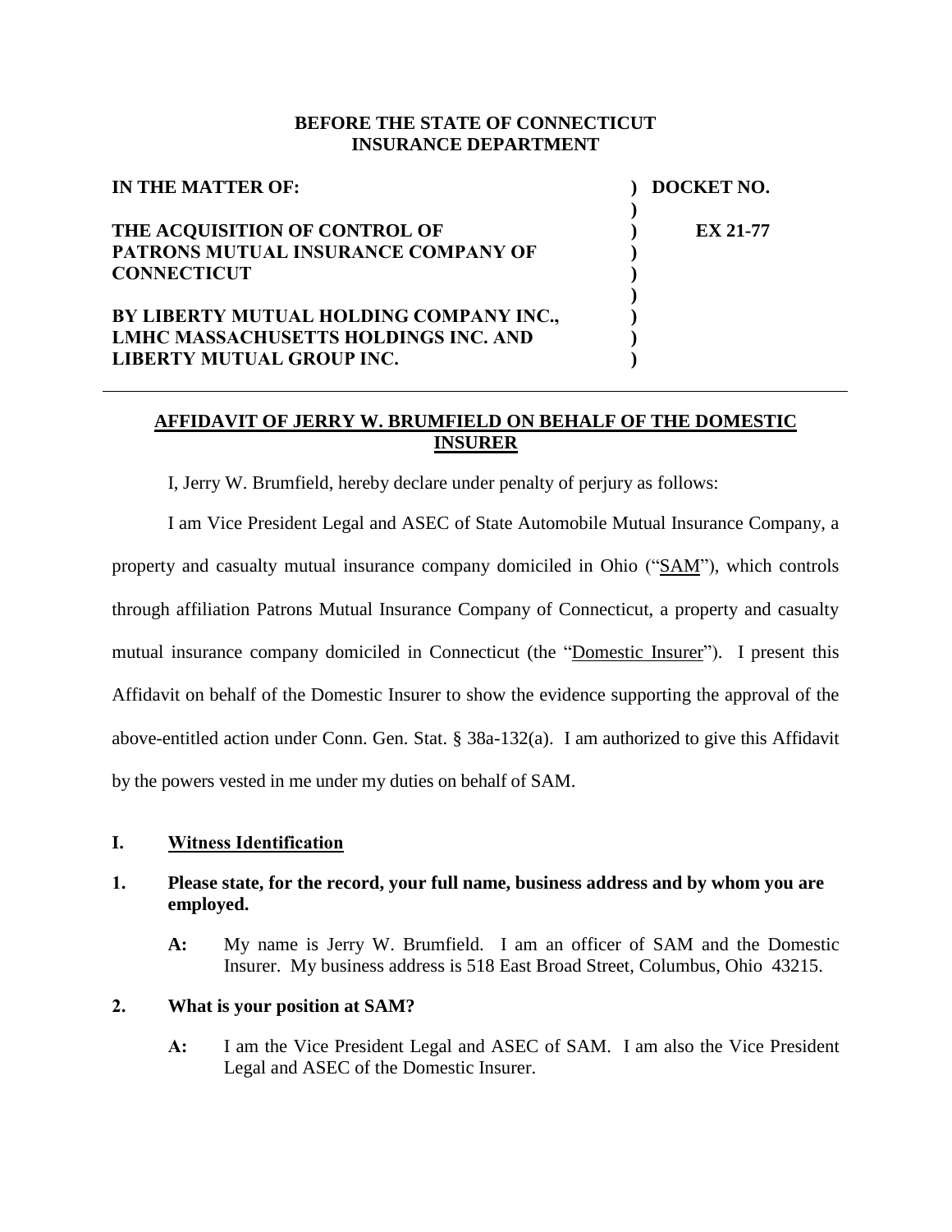**BEFORE THE STATE OF CONNECTICUT**
**INSURANCE DEPARTMENT**

| | | |
|---|---|---|
| **IN THE MATTER OF:** | **)** | **DOCKET NO.** |
| | **)** | |
| **THE ACQUISITION OF CONTROL OF PATRONS MUTUAL INSURANCE COMPANY OF CONNECTICUT** | **)** | **EX 21-77** |
| | **)** | |
| **BY LIBERTY MUTUAL HOLDING COMPANY INC., LMHC MASSACHUSETTS HOLDINGS INC. AND LIBERTY MUTUAL GROUP INC.** | **)** | |

---

## AFFIDAVIT OF JERRY W. BRUMFIELD ON BEHALF OF THE DOMESTIC INSURER

I, Jerry W. Brumfield, hereby declare under penalty of perjury as follows:

I am Vice President Legal and ASEC of State Automobile Mutual Insurance Company, a property and casualty mutual insurance company domiciled in Ohio ("SAM"), which controls through affiliation Patrons Mutual Insurance Company of Connecticut, a property and casualty mutual insurance company domiciled in Connecticut (the "Domestic Insurer"). I present this Affidavit on behalf of the Domestic Insurer to show the evidence supporting the approval of the above-entitled action under Conn. Gen. Stat. § 38a-132(a). I am authorized to give this Affidavit by the powers vested in me under my duties on behalf of SAM.

## I. Witness Identification

**1. Please state, for the record, your full name, business address and by whom you are employed.**

> **A:** My name is Jerry W. Brumfield. I am an officer of SAM and the Domestic Insurer. My business address is 518 East Broad Street, Columbus, Ohio 43215.

**2. What is your position at SAM?**

> **A:** I am the Vice President Legal and ASEC of SAM. I am also the Vice President Legal and ASEC of the Domestic Insurer.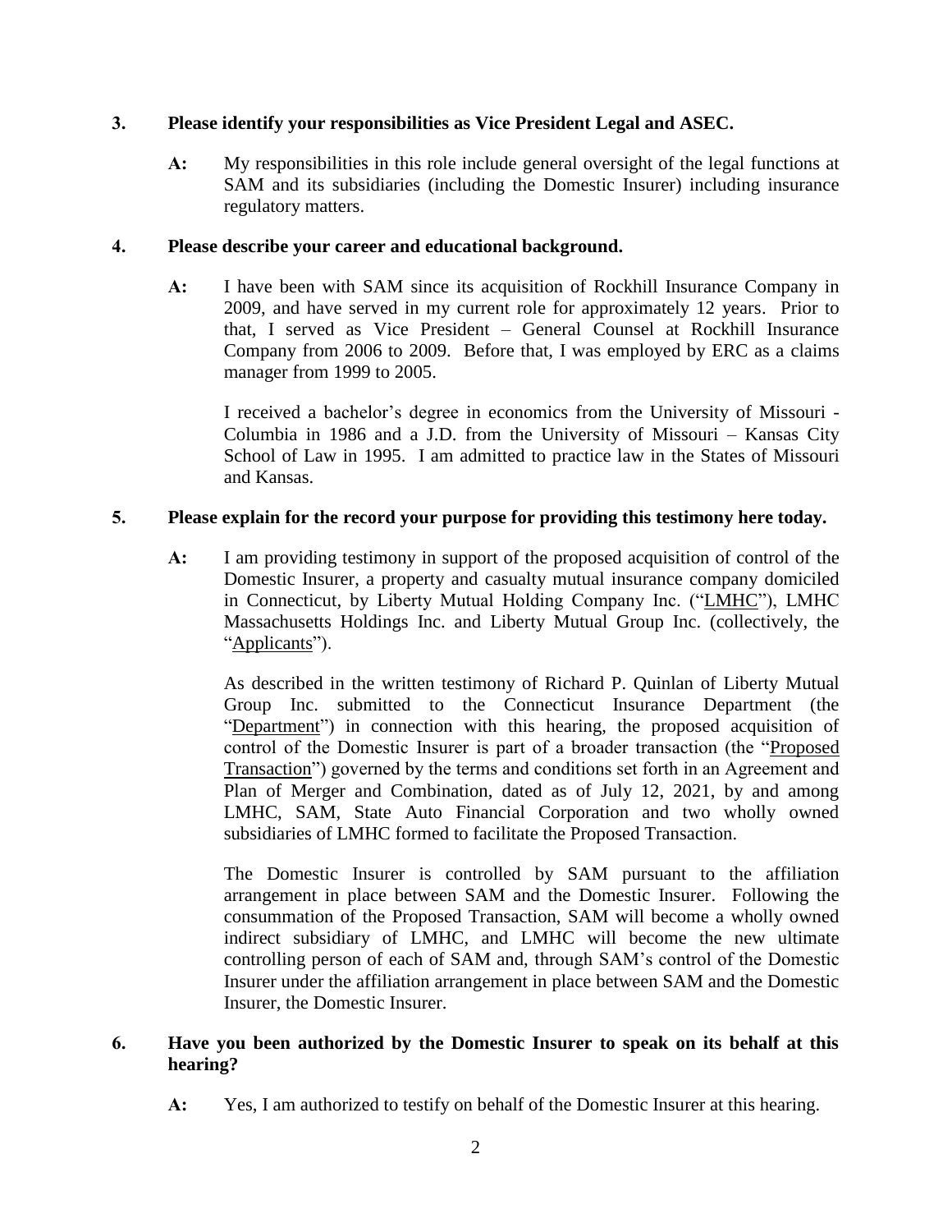**3. Please identify your responsibilities as Vice President Legal and ASEC.**

**A:** My responsibilities in this role include general oversight of the legal functions at SAM and its subsidiaries (including the Domestic Insurer) including insurance regulatory matters.

**4. Please describe your career and educational background.**

**A:** I have been with SAM since its acquisition of Rockhill Insurance Company in 2009, and have served in my current role for approximately 12 years. Prior to that, I served as Vice President – General Counsel at Rockhill Insurance Company from 2006 to 2009. Before that, I was employed by ERC as a claims manager from 1999 to 2005.

I received a bachelor's degree in economics from the University of Missouri - Columbia in 1986 and a J.D. from the University of Missouri – Kansas City School of Law in 1995. I am admitted to practice law in the States of Missouri and Kansas.

**5. Please explain for the record your purpose for providing this testimony here today.**

**A:** I am providing testimony in support of the proposed acquisition of control of the Domestic Insurer, a property and casualty mutual insurance company domiciled in Connecticut, by Liberty Mutual Holding Company Inc. ("LMHC"), LMHC Massachusetts Holdings Inc. and Liberty Mutual Group Inc. (collectively, the "Applicants").

As described in the written testimony of Richard P. Quinlan of Liberty Mutual Group Inc. submitted to the Connecticut Insurance Department (the "Department") in connection with this hearing, the proposed acquisition of control of the Domestic Insurer is part of a broader transaction (the "Proposed Transaction") governed by the terms and conditions set forth in an Agreement and Plan of Merger and Combination, dated as of July 12, 2021, by and among LMHC, SAM, State Auto Financial Corporation and two wholly owned subsidiaries of LMHC formed to facilitate the Proposed Transaction.

The Domestic Insurer is controlled by SAM pursuant to the affiliation arrangement in place between SAM and the Domestic Insurer. Following the consummation of the Proposed Transaction, SAM will become a wholly owned indirect subsidiary of LMHC, and LMHC will become the new ultimate controlling person of each of SAM and, through SAM's control of the Domestic Insurer under the affiliation arrangement in place between SAM and the Domestic Insurer, the Domestic Insurer.

**6. Have you been authorized by the Domestic Insurer to speak on its behalf at this hearing?**

**A:** Yes, I am authorized to testify on behalf of the Domestic Insurer at this hearing.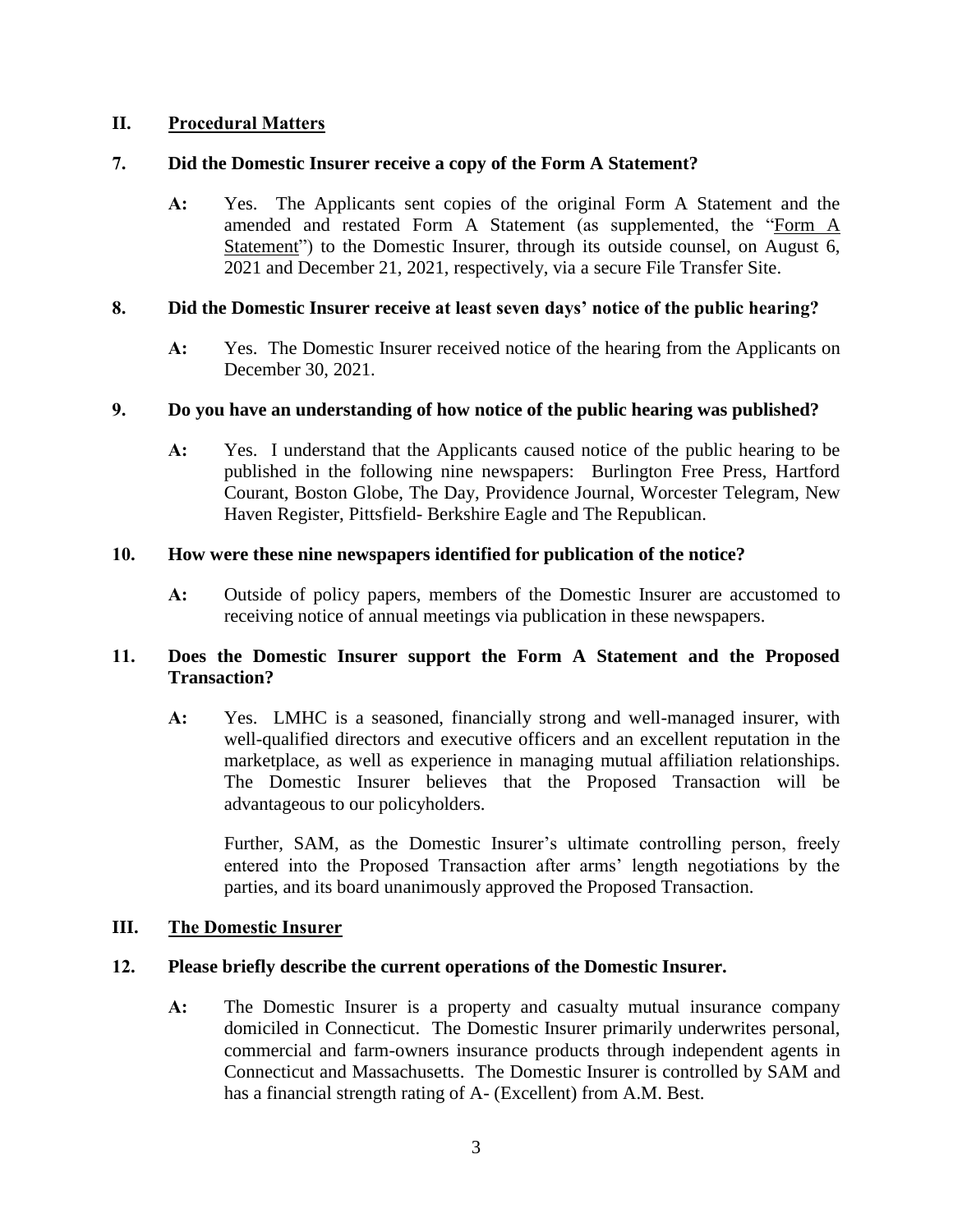## II. Procedural Matters

**7. Did the Domestic Insurer receive a copy of the Form A Statement?**

**A:** Yes. The Applicants sent copies of the original Form A Statement and the amended and restated Form A Statement (as supplemented, the "Form A Statement") to the Domestic Insurer, through its outside counsel, on August 6, 2021 and December 21, 2021, respectively, via a secure File Transfer Site.

**8. Did the Domestic Insurer receive at least seven days' notice of the public hearing?**

**A:** Yes. The Domestic Insurer received notice of the hearing from the Applicants on December 30, 2021.

**9. Do you have an understanding of how notice of the public hearing was published?**

**A:** Yes. I understand that the Applicants caused notice of the public hearing to be published in the following nine newspapers: Burlington Free Press, Hartford Courant, Boston Globe, The Day, Providence Journal, Worcester Telegram, New Haven Register, Pittsfield- Berkshire Eagle and The Republican.

**10. How were these nine newspapers identified for publication of the notice?**

**A:** Outside of policy papers, members of the Domestic Insurer are accustomed to receiving notice of annual meetings via publication in these newspapers.

**11. Does the Domestic Insurer support the Form A Statement and the Proposed Transaction?**

**A:** Yes. LMHC is a seasoned, financially strong and well-managed insurer, with well-qualified directors and executive officers and an excellent reputation in the marketplace, as well as experience in managing mutual affiliation relationships. The Domestic Insurer believes that the Proposed Transaction will be advantageous to our policyholders.

Further, SAM, as the Domestic Insurer's ultimate controlling person, freely entered into the Proposed Transaction after arms' length negotiations by the parties, and its board unanimously approved the Proposed Transaction.

## III. The Domestic Insurer

**12. Please briefly describe the current operations of the Domestic Insurer.**

**A:** The Domestic Insurer is a property and casualty mutual insurance company domiciled in Connecticut. The Domestic Insurer primarily underwrites personal, commercial and farm-owners insurance products through independent agents in Connecticut and Massachusetts. The Domestic Insurer is controlled by SAM and has a financial strength rating of A- (Excellent) from A.M. Best.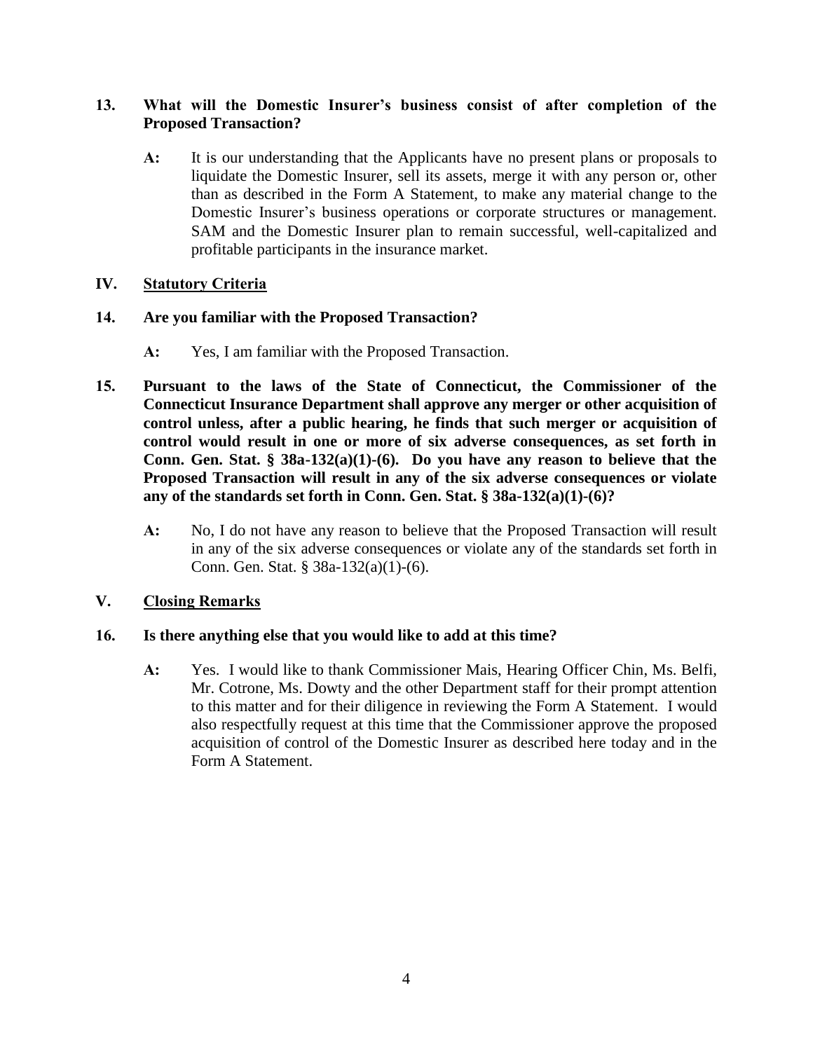**13. What will the Domestic Insurer's business consist of after completion of the Proposed Transaction?**

**A:** It is our understanding that the Applicants have no present plans or proposals to liquidate the Domestic Insurer, sell its assets, merge it with any person or, other than as described in the Form A Statement, to make any material change to the Domestic Insurer's business operations or corporate structures or management. SAM and the Domestic Insurer plan to remain successful, well-capitalized and profitable participants in the insurance market.

## IV. Statutory Criteria

**14. Are you familiar with the Proposed Transaction?**

**A:** Yes, I am familiar with the Proposed Transaction.

**15. Pursuant to the laws of the State of Connecticut, the Commissioner of the Connecticut Insurance Department shall approve any merger or other acquisition of control unless, after a public hearing, he finds that such merger or acquisition of control would result in one or more of six adverse consequences, as set forth in Conn. Gen. Stat. § 38a-132(a)(1)-(6). Do you have any reason to believe that the Proposed Transaction will result in any of the six adverse consequences or violate any of the standards set forth in Conn. Gen. Stat. § 38a-132(a)(1)-(6)?**

**A:** No, I do not have any reason to believe that the Proposed Transaction will result in any of the six adverse consequences or violate any of the standards set forth in Conn. Gen. Stat. § 38a-132(a)(1)-(6).

## V. Closing Remarks

**16. Is there anything else that you would like to add at this time?**

**A:** Yes. I would like to thank Commissioner Mais, Hearing Officer Chin, Ms. Belfi, Mr. Cotrone, Ms. Dowty and the other Department staff for their prompt attention to this matter and for their diligence in reviewing the Form A Statement. I would also respectfully request at this time that the Commissioner approve the proposed acquisition of control of the Domestic Insurer as described here today and in the Form A Statement.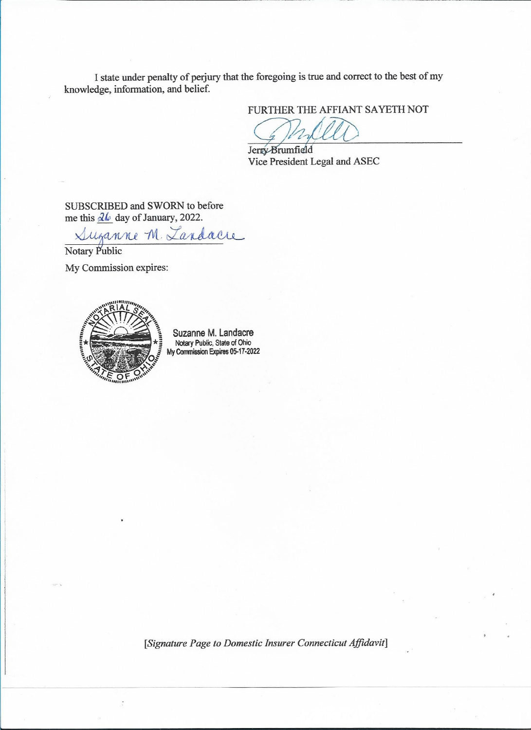I state under penalty of perjury that the foregoing is true and correct to the best of my knowledge, information, and belief.

FURTHER THE AFFIANT SAYETH NOT

Jerry Brumfield
Vice President Legal and ASEC

SUBSCRIBED and SWORN to before me this 26 day of January, 2022.

Suzanne M. Landacre
Notary Public

My Commission expires:

NOTARIAL SEAL STATE OF OHIO

Suzanne M. Landacre
Notary Public, State of Ohio
My Commission Expires 05-17-2022

*[Signature Page to Domestic Insurer Connecticut Affidavit]*